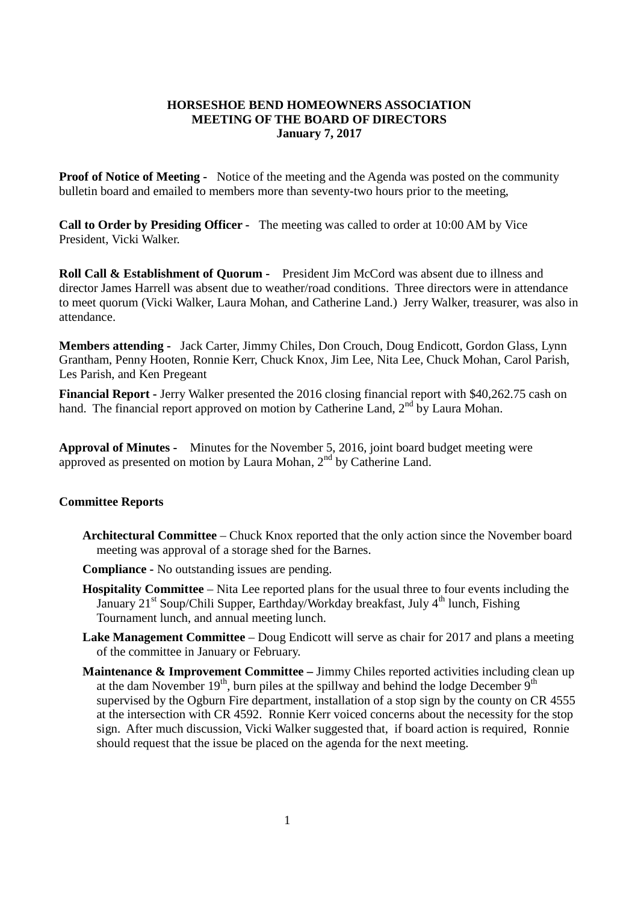**HORSESHOE BEND HOMEOWNERS ASSOCIATION**
**MEETING OF THE BOARD OF DIRECTORS**
**January 7, 2017**

**Proof of Notice of Meeting -** Notice of the meeting and the Agenda was posted on the community bulletin board and emailed to members more than seventy-two hours prior to the meeting,

**Call to Order by Presiding Officer -** The meeting was called to order at 10:00 AM by Vice President, Vicki Walker.

**Roll Call & Establishment of Quorum -** President Jim McCord was absent due to illness and director James Harrell was absent due to weather/road conditions. Three directors were in attendance to meet quorum (Vicki Walker, Laura Mohan, and Catherine Land.) Jerry Walker, treasurer, was also in attendance.

**Members attending -** Jack Carter, Jimmy Chiles, Don Crouch, Doug Endicott, Gordon Glass, Lynn Grantham, Penny Hooten, Ronnie Kerr, Chuck Knox, Jim Lee, Nita Lee, Chuck Mohan, Carol Parish, Les Parish, and Ken Pregeant

**Financial Report -** Jerry Walker presented the 2016 closing financial report with $40,262.75 cash on hand. The financial report approved on motion by Catherine Land, 2nd by Laura Mohan.

**Approval of Minutes -** Minutes for the November 5, 2016, joint board budget meeting were approved as presented on motion by Laura Mohan, 2nd by Catherine Land.

**Committee Reports**

- **Architectural Committee** – Chuck Knox reported that the only action since the November board meeting was approval of a storage shed for the Barnes.
- **Compliance** - No outstanding issues are pending.
- **Hospitality Committee** – Nita Lee reported plans for the usual three to four events including the January 21st Soup/Chili Supper, Earthday/Workday breakfast, July 4th lunch, Fishing Tournament lunch, and annual meeting lunch.
- **Lake Management Committee** – Doug Endicott will serve as chair for 2017 and plans a meeting of the committee in January or February.
- **Maintenance & Improvement Committee –** Jimmy Chiles reported activities including clean up at the dam November 19th, burn piles at the spillway and behind the lodge December 9th supervised by the Ogburn Fire department, installation of a stop sign by the county on CR 4555 at the intersection with CR 4592. Ronnie Kerr voiced concerns about the necessity for the stop sign. After much discussion, Vicki Walker suggested that, if board action is required, Ronnie should request that the issue be placed on the agenda for the next meeting.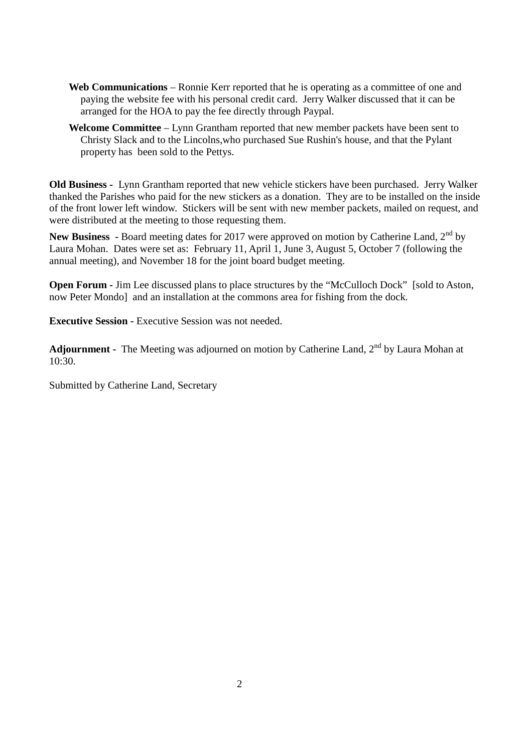**Web Communications** – Ronnie Kerr reported that he is operating as a committee of one and paying the website fee with his personal credit card. Jerry Walker discussed that it can be arranged for the HOA to pay the fee directly through Paypal.

**Welcome Committee** – Lynn Grantham reported that new member packets have been sent to Christy Slack and to the Lincolns,who purchased Sue Rushin's house, and that the Pylant property has been sold to the Pettys.

**Old Business -** Lynn Grantham reported that new vehicle stickers have been purchased. Jerry Walker thanked the Parishes who paid for the new stickers as a donation. They are to be installed on the inside of the front lower left window. Stickers will be sent with new member packets, mailed on request, and were distributed at the meeting to those requesting them.

**New Business -** Board meeting dates for 2017 were approved on motion by Catherine Land, 2nd by Laura Mohan. Dates were set as: February 11, April 1, June 3, August 5, October 7 (following the annual meeting), and November 18 for the joint board budget meeting.

**Open Forum -** Jim Lee discussed plans to place structures by the "McCulloch Dock" [sold to Aston, now Peter Mondo] and an installation at the commons area for fishing from the dock.

**Executive Session -** Executive Session was not needed.

**Adjournment -** The Meeting was adjourned on motion by Catherine Land, 2nd by Laura Mohan at 10:30.

Submitted by Catherine Land, Secretary